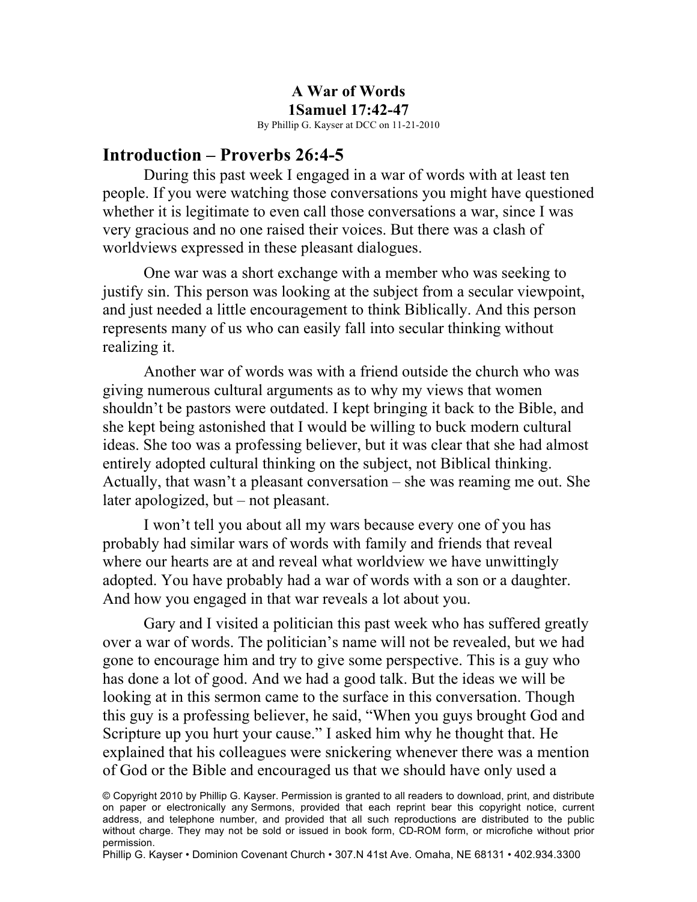# A War of Words
## 1Samuel 17:42-47

By Phillip G. Kayser at DCC on 11-21-2010

## Introduction – Proverbs 26:4-5

During this past week I engaged in a war of words with at least ten people. If you were watching those conversations you might have questioned whether it is legitimate to even call those conversations a war, since I was very gracious and no one raised their voices. But there was a clash of worldviews expressed in these pleasant dialogues.

One war was a short exchange with a member who was seeking to justify sin. This person was looking at the subject from a secular viewpoint, and just needed a little encouragement to think Biblically. And this person represents many of us who can easily fall into secular thinking without realizing it.

Another war of words was with a friend outside the church who was giving numerous cultural arguments as to why my views that women shouldn't be pastors were outdated. I kept bringing it back to the Bible, and she kept being astonished that I would be willing to buck modern cultural ideas. She too was a professing believer, but it was clear that she had almost entirely adopted cultural thinking on the subject, not Biblical thinking. Actually, that wasn't a pleasant conversation – she was reaming me out. She later apologized, but – not pleasant.

I won't tell you about all my wars because every one of you has probably had similar wars of words with family and friends that reveal where our hearts are at and reveal what worldview we have unwittingly adopted. You have probably had a war of words with a son or a daughter. And how you engaged in that war reveals a lot about you.

Gary and I visited a politician this past week who has suffered greatly over a war of words. The politician's name will not be revealed, but we had gone to encourage him and try to give some perspective. This is a guy who has done a lot of good. And we had a good talk. But the ideas we will be looking at in this sermon came to the surface in this conversation. Though this guy is a professing believer, he said, "When you guys brought God and Scripture up you hurt your cause." I asked him why he thought that. He explained that his colleagues were snickering whenever there was a mention of God or the Bible and encouraged us that we should have only used a

© Copyright 2010 by Phillip G. Kayser. Permission is granted to all readers to download, print, and distribute on paper or electronically any Sermons, provided that each reprint bear this copyright notice, current address, and telephone number, and provided that all such reproductions are distributed to the public without charge. They may not be sold or issued in book form, CD-ROM form, or microfiche without prior permission.

Phillip G. Kayser • Dominion Covenant Church • 307.N 41st Ave. Omaha, NE 68131 • 402.934.3300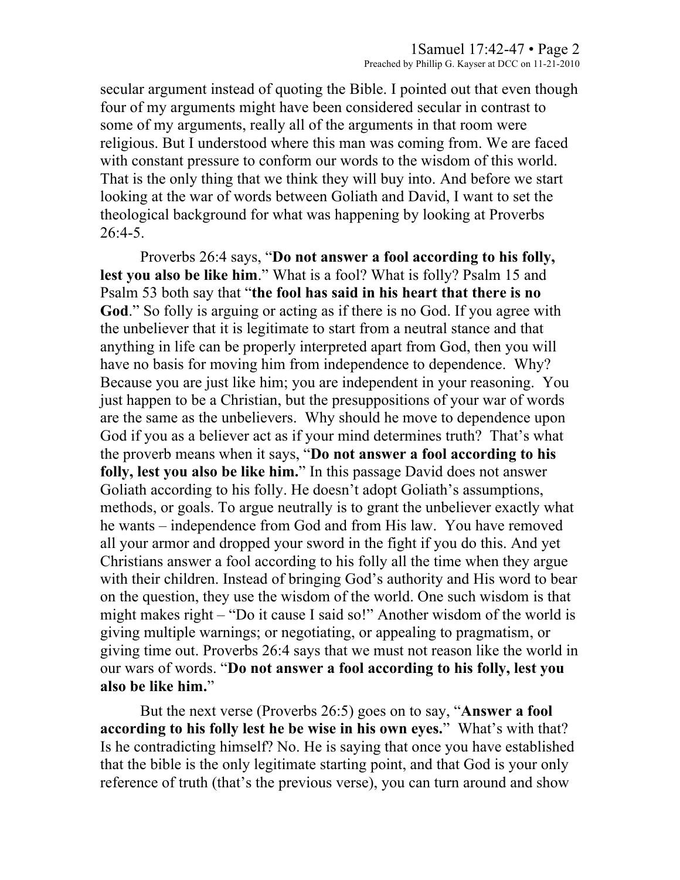secular argument instead of quoting the Bible. I pointed out that even though four of my arguments might have been considered secular in contrast to some of my arguments, really all of the arguments in that room were religious. But I understood where this man was coming from. We are faced with constant pressure to conform our words to the wisdom of this world. That is the only thing that we think they will buy into. And before we start looking at the war of words between Goliath and David, I want to set the theological background for what was happening by looking at Proverbs 26:4-5.

Proverbs 26:4 says, "**Do not answer a fool according to his folly, lest you also be like him**." What is a fool? What is folly? Psalm 15 and Psalm 53 both say that "**the fool has said in his heart that there is no God**." So folly is arguing or acting as if there is no God. If you agree with the unbeliever that it is legitimate to start from a neutral stance and that anything in life can be properly interpreted apart from God, then you will have no basis for moving him from independence to dependence. Why? Because you are just like him; you are independent in your reasoning. You just happen to be a Christian, but the presuppositions of your war of words are the same as the unbelievers. Why should he move to dependence upon God if you as a believer act as if your mind determines truth? That's what the proverb means when it says, "**Do not answer a fool according to his folly, lest you also be like him.**" In this passage David does not answer Goliath according to his folly. He doesn't adopt Goliath's assumptions, methods, or goals. To argue neutrally is to grant the unbeliever exactly what he wants – independence from God and from His law. You have removed all your armor and dropped your sword in the fight if you do this. And yet Christians answer a fool according to his folly all the time when they argue with their children. Instead of bringing God's authority and His word to bear on the question, they use the wisdom of the world. One such wisdom is that might makes right – "Do it cause I said so!" Another wisdom of the world is giving multiple warnings; or negotiating, or appealing to pragmatism, or giving time out. Proverbs 26:4 says that we must not reason like the world in our wars of words. "**Do not answer a fool according to his folly, lest you also be like him.**"

But the next verse (Proverbs 26:5) goes on to say, "**Answer a fool according to his folly lest he be wise in his own eyes.**" What's with that? Is he contradicting himself? No. He is saying that once you have established that the bible is the only legitimate starting point, and that God is your only reference of truth (that's the previous verse), you can turn around and show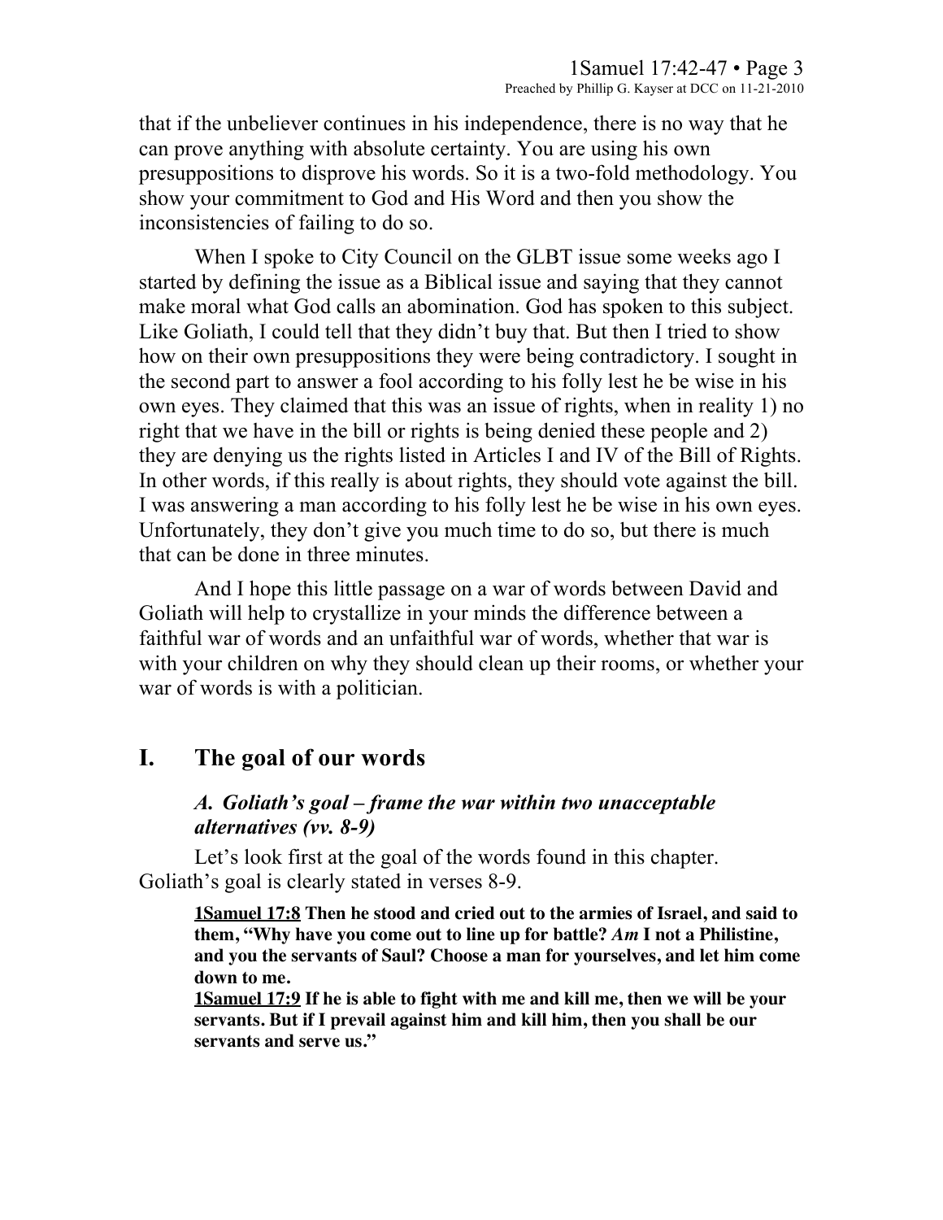that if the unbeliever continues in his independence, there is no way that he can prove anything with absolute certainty. You are using his own presuppositions to disprove his words. So it is a two-fold methodology. You show your commitment to God and His Word and then you show the inconsistencies of failing to do so.

When I spoke to City Council on the GLBT issue some weeks ago I started by defining the issue as a Biblical issue and saying that they cannot make moral what God calls an abomination. God has spoken to this subject. Like Goliath, I could tell that they didn't buy that. But then I tried to show how on their own presuppositions they were being contradictory. I sought in the second part to answer a fool according to his folly lest he be wise in his own eyes. They claimed that this was an issue of rights, when in reality 1) no right that we have in the bill or rights is being denied these people and 2) they are denying us the rights listed in Articles I and IV of the Bill of Rights. In other words, if this really is about rights, they should vote against the bill. I was answering a man according to his folly lest he be wise in his own eyes. Unfortunately, they don't give you much time to do so, but there is much that can be done in three minutes.

And I hope this little passage on a war of words between David and Goliath will help to crystallize in your minds the difference between a faithful war of words and an unfaithful war of words, whether that war is with your children on why they should clean up their rooms, or whether your war of words is with a politician.

## I. The goal of our words

### *A. Goliath's goal – frame the war within two unacceptable alternatives (vv. 8-9)*

Let's look first at the goal of the words found in this chapter. Goliath's goal is clearly stated in verses 8-9.

> **1Samuel 17:8 Then he stood and cried out to the armies of Israel, and said to them, "Why have you come out to line up for battle? *Am* I not a Philistine, and you the servants of Saul? Choose a man for yourselves, and let him come down to me.**
> **1Samuel 17:9 If he is able to fight with me and kill me, then we will be your servants. But if I prevail against him and kill him, then you shall be our servants and serve us."**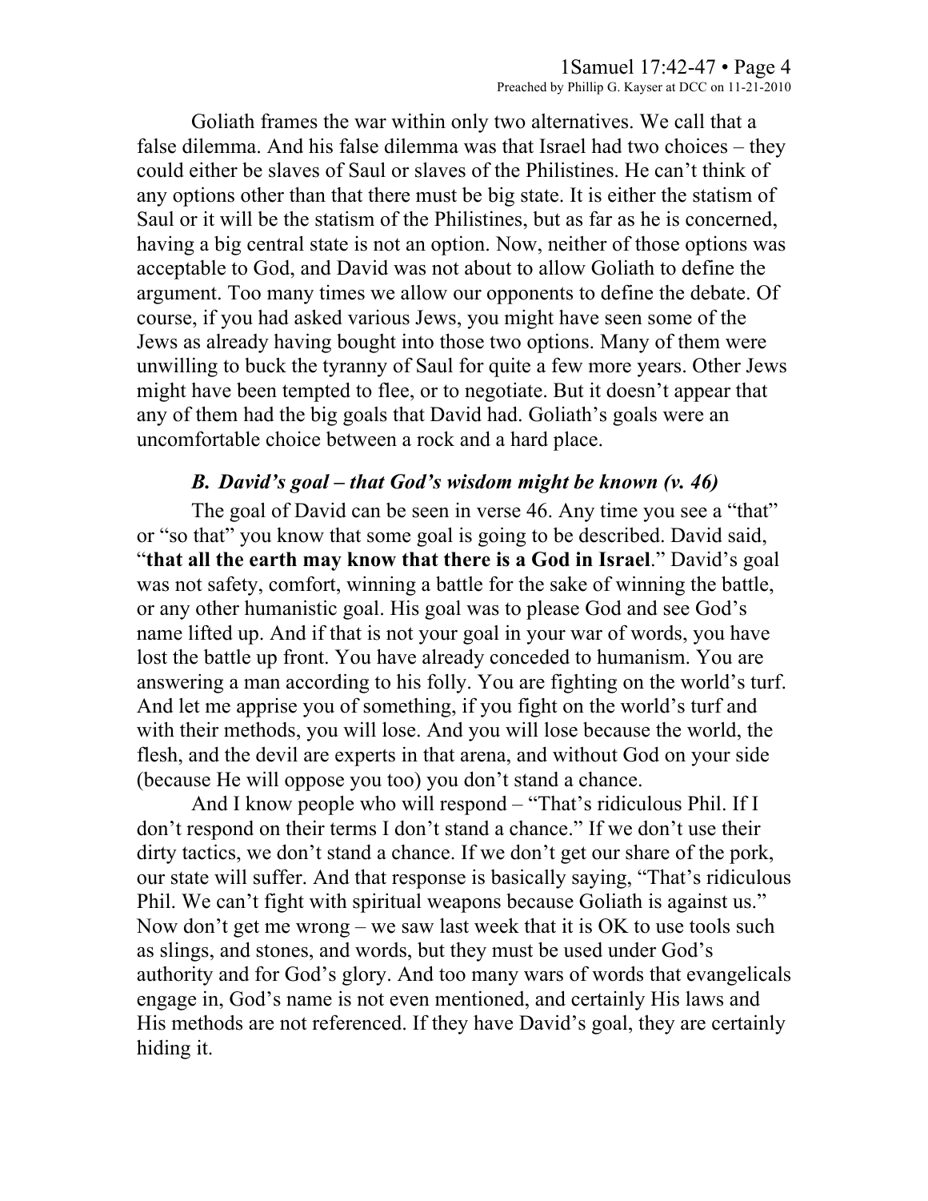Goliath frames the war within only two alternatives. We call that a false dilemma. And his false dilemma was that Israel had two choices – they could either be slaves of Saul or slaves of the Philistines. He can't think of any options other than that there must be big state. It is either the statism of Saul or it will be the statism of the Philistines, but as far as he is concerned, having a big central state is not an option. Now, neither of those options was acceptable to God, and David was not about to allow Goliath to define the argument. Too many times we allow our opponents to define the debate. Of course, if you had asked various Jews, you might have seen some of the Jews as already having bought into those two options. Many of them were unwilling to buck the tyranny of Saul for quite a few more years. Other Jews might have been tempted to flee, or to negotiate. But it doesn't appear that any of them had the big goals that David had. Goliath's goals were an uncomfortable choice between a rock and a hard place.

### *B. David's goal – that God's wisdom might be known (v. 46)*

The goal of David can be seen in verse 46. Any time you see a "that" or "so that" you know that some goal is going to be described. David said, "**that all the earth may know that there is a God in Israel**." David's goal was not safety, comfort, winning a battle for the sake of winning the battle, or any other humanistic goal. His goal was to please God and see God's name lifted up. And if that is not your goal in your war of words, you have lost the battle up front. You have already conceded to humanism. You are answering a man according to his folly. You are fighting on the world's turf. And let me apprise you of something, if you fight on the world's turf and with their methods, you will lose. And you will lose because the world, the flesh, and the devil are experts in that arena, and without God on your side (because He will oppose you too) you don't stand a chance.

And I know people who will respond – "That's ridiculous Phil. If I don't respond on their terms I don't stand a chance." If we don't use their dirty tactics, we don't stand a chance. If we don't get our share of the pork, our state will suffer. And that response is basically saying, "That's ridiculous Phil. We can't fight with spiritual weapons because Goliath is against us." Now don't get me wrong – we saw last week that it is OK to use tools such as slings, and stones, and words, but they must be used under God's authority and for God's glory. And too many wars of words that evangelicals engage in, God's name is not even mentioned, and certainly His laws and His methods are not referenced. If they have David's goal, they are certainly hiding it.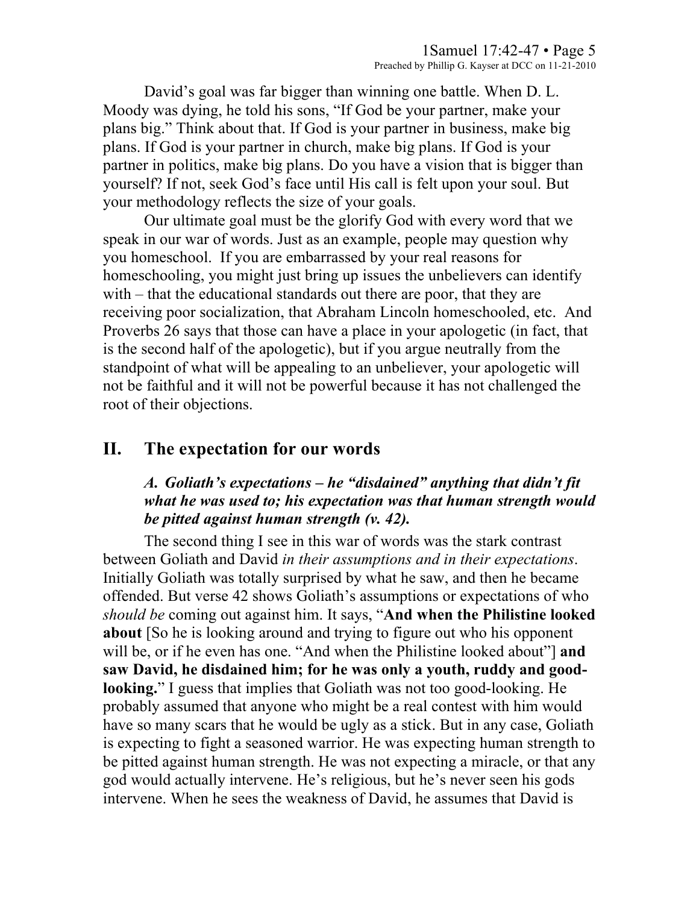David's goal was far bigger than winning one battle. When D. L. Moody was dying, he told his sons, "If God be your partner, make your plans big." Think about that. If God is your partner in business, make big plans. If God is your partner in church, make big plans. If God is your partner in politics, make big plans. Do you have a vision that is bigger than yourself? If not, seek God's face until His call is felt upon your soul. But your methodology reflects the size of your goals.

Our ultimate goal must be the glorify God with every word that we speak in our war of words. Just as an example, people may question why you homeschool. If you are embarrassed by your real reasons for homeschooling, you might just bring up issues the unbelievers can identify with – that the educational standards out there are poor, that they are receiving poor socialization, that Abraham Lincoln homeschooled, etc. And Proverbs 26 says that those can have a place in your apologetic (in fact, that is the second half of the apologetic), but if you argue neutrally from the standpoint of what will be appealing to an unbeliever, your apologetic will not be faithful and it will not be powerful because it has not challenged the root of their objections.

## II. The expectation for our words

### *A. Goliath's expectations – he "disdained" anything that didn't fit what he was used to; his expectation was that human strength would be pitted against human strength (v. 42).*

The second thing I see in this war of words was the stark contrast between Goliath and David *in their assumptions and in their expectations*. Initially Goliath was totally surprised by what he saw, and then he became offended. But verse 42 shows Goliath's assumptions or expectations of who *should be* coming out against him. It says, "**And when the Philistine looked about** [So he is looking around and trying to figure out who his opponent will be, or if he even has one. "And when the Philistine looked about"] **and saw David, he disdained him; for he was only a youth, ruddy and good-looking.**" I guess that implies that Goliath was not too good-looking. He probably assumed that anyone who might be a real contest with him would have so many scars that he would be ugly as a stick. But in any case, Goliath is expecting to fight a seasoned warrior. He was expecting human strength to be pitted against human strength. He was not expecting a miracle, or that any god would actually intervene. He's religious, but he's never seen his gods intervene. When he sees the weakness of David, he assumes that David is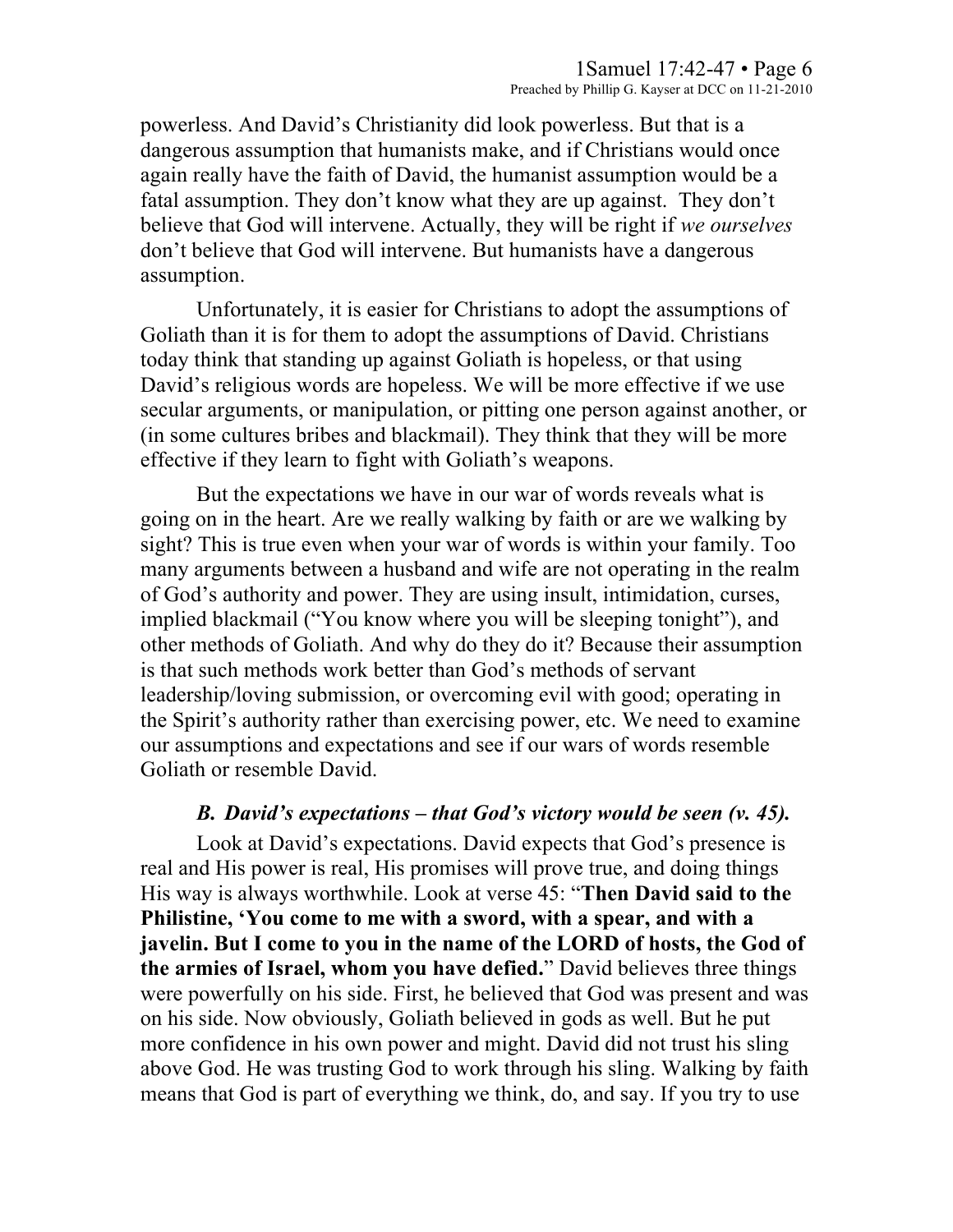powerless. And David's Christianity did look powerless. But that is a dangerous assumption that humanists make, and if Christians would once again really have the faith of David, the humanist assumption would be a fatal assumption. They don't know what they are up against. They don't believe that God will intervene. Actually, they will be right if *we ourselves* don't believe that God will intervene. But humanists have a dangerous assumption.

Unfortunately, it is easier for Christians to adopt the assumptions of Goliath than it is for them to adopt the assumptions of David. Christians today think that standing up against Goliath is hopeless, or that using David's religious words are hopeless. We will be more effective if we use secular arguments, or manipulation, or pitting one person against another, or (in some cultures bribes and blackmail). They think that they will be more effective if they learn to fight with Goliath's weapons.

But the expectations we have in our war of words reveals what is going on in the heart. Are we really walking by faith or are we walking by sight? This is true even when your war of words is within your family. Too many arguments between a husband and wife are not operating in the realm of God's authority and power. They are using insult, intimidation, curses, implied blackmail ("You know where you will be sleeping tonight"), and other methods of Goliath. And why do they do it? Because their assumption is that such methods work better than God's methods of servant leadership/loving submission, or overcoming evil with good; operating in the Spirit's authority rather than exercising power, etc. We need to examine our assumptions and expectations and see if our wars of words resemble Goliath or resemble David.

### *B. David's expectations – that God's victory would be seen (v. 45).*

Look at David's expectations. David expects that God's presence is real and His power is real, His promises will prove true, and doing things His way is always worthwhile. Look at verse 45: "**Then David said to the Philistine, 'You come to me with a sword, with a spear, and with a javelin. But I come to you in the name of the LORD of hosts, the God of the armies of Israel, whom you have defied.**" David believes three things were powerfully on his side. First, he believed that God was present and was on his side. Now obviously, Goliath believed in gods as well. But he put more confidence in his own power and might. David did not trust his sling above God. He was trusting God to work through his sling. Walking by faith means that God is part of everything we think, do, and say. If you try to use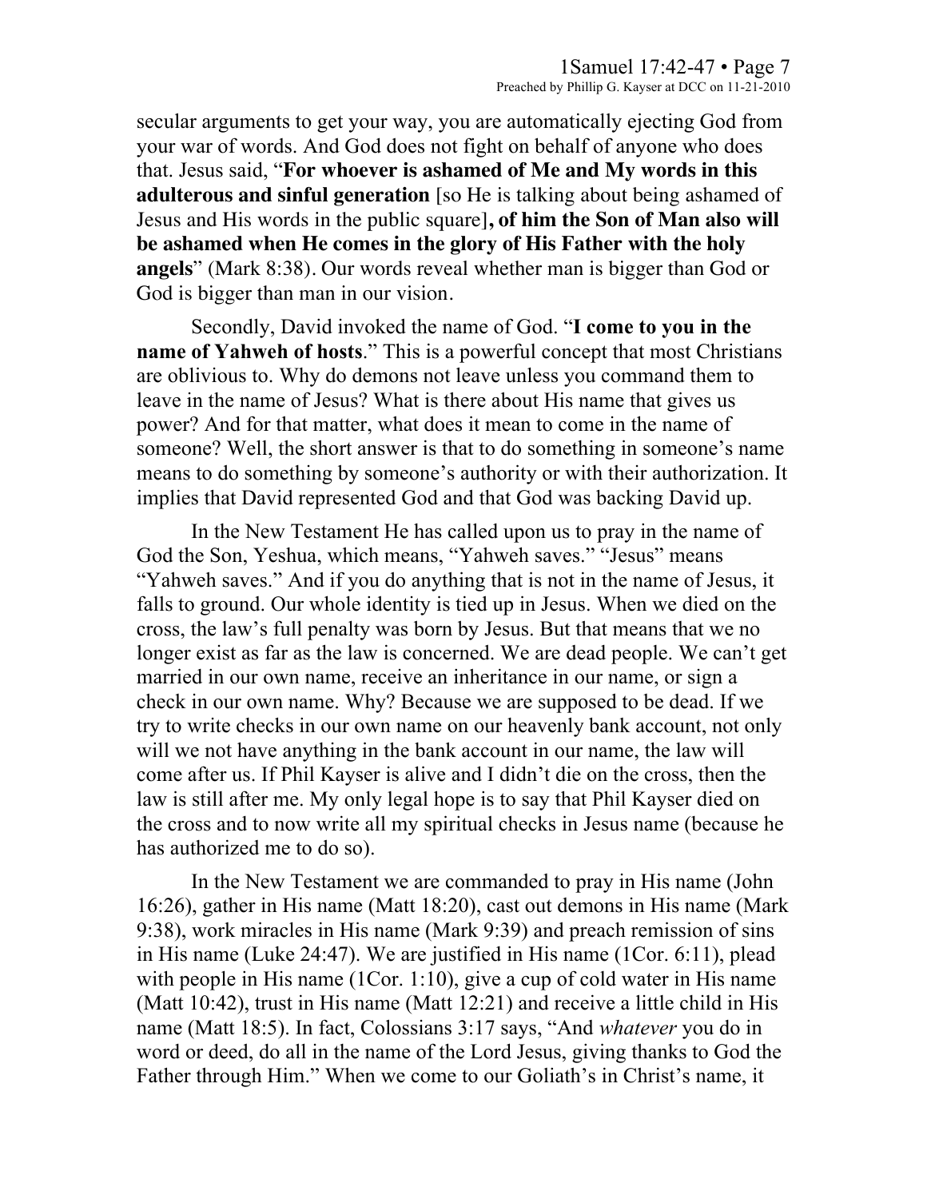secular arguments to get your way, you are automatically ejecting God from your war of words. And God does not fight on behalf of anyone who does that. Jesus said, "**For whoever is ashamed of Me and My words in this adulterous and sinful generation** [so He is talking about being ashamed of Jesus and His words in the public square]**, of him the Son of Man also will be ashamed when He comes in the glory of His Father with the holy angels**" (Mark 8:38). Our words reveal whether man is bigger than God or God is bigger than man in our vision.

Secondly, David invoked the name of God. "**I come to you in the name of Yahweh of hosts**." This is a powerful concept that most Christians are oblivious to. Why do demons not leave unless you command them to leave in the name of Jesus? What is there about His name that gives us power? And for that matter, what does it mean to come in the name of someone? Well, the short answer is that to do something in someone's name means to do something by someone's authority or with their authorization. It implies that David represented God and that God was backing David up.

In the New Testament He has called upon us to pray in the name of God the Son, Yeshua, which means, "Yahweh saves." "Jesus" means "Yahweh saves." And if you do anything that is not in the name of Jesus, it falls to ground. Our whole identity is tied up in Jesus. When we died on the cross, the law's full penalty was born by Jesus. But that means that we no longer exist as far as the law is concerned. We are dead people. We can't get married in our own name, receive an inheritance in our name, or sign a check in our own name. Why? Because we are supposed to be dead. If we try to write checks in our own name on our heavenly bank account, not only will we not have anything in the bank account in our name, the law will come after us. If Phil Kayser is alive and I didn't die on the cross, then the law is still after me. My only legal hope is to say that Phil Kayser died on the cross and to now write all my spiritual checks in Jesus name (because he has authorized me to do so).

In the New Testament we are commanded to pray in His name (John 16:26), gather in His name (Matt 18:20), cast out demons in His name (Mark 9:38), work miracles in His name (Mark 9:39) and preach remission of sins in His name (Luke 24:47). We are justified in His name (1Cor. 6:11), plead with people in His name (1Cor. 1:10), give a cup of cold water in His name (Matt 10:42), trust in His name (Matt 12:21) and receive a little child in His name (Matt 18:5). In fact, Colossians 3:17 says, "And *whatever* you do in word or deed, do all in the name of the Lord Jesus, giving thanks to God the Father through Him." When we come to our Goliath's in Christ's name, it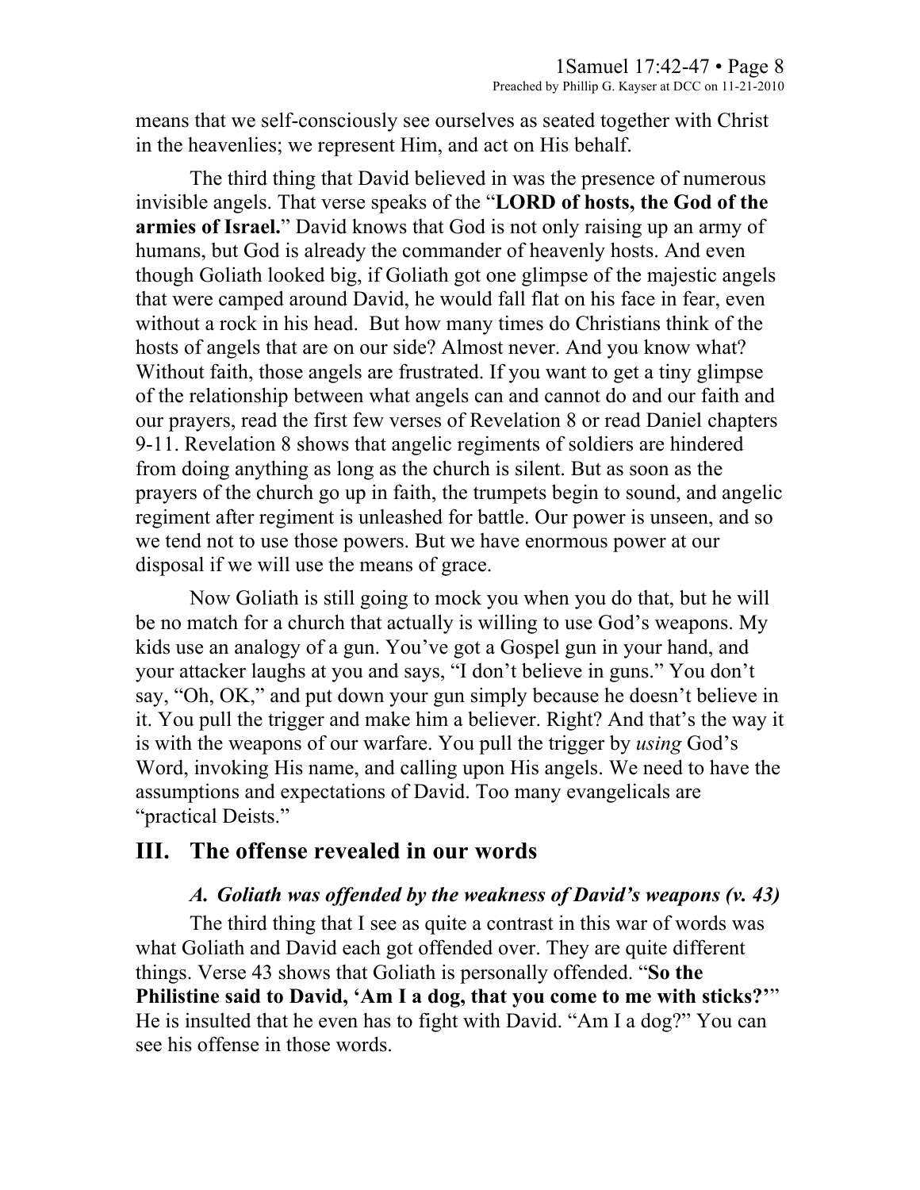means that we self-consciously see ourselves as seated together with Christ in the heavenlies; we represent Him, and act on His behalf.

The third thing that David believed in was the presence of numerous invisible angels. That verse speaks of the "**LORD of hosts, the God of the armies of Israel.**" David knows that God is not only raising up an army of humans, but God is already the commander of heavenly hosts. And even though Goliath looked big, if Goliath got one glimpse of the majestic angels that were camped around David, he would fall flat on his face in fear, even without a rock in his head. But how many times do Christians think of the hosts of angels that are on our side? Almost never. And you know what? Without faith, those angels are frustrated. If you want to get a tiny glimpse of the relationship between what angels can and cannot do and our faith and our prayers, read the first few verses of Revelation 8 or read Daniel chapters 9-11. Revelation 8 shows that angelic regiments of soldiers are hindered from doing anything as long as the church is silent. But as soon as the prayers of the church go up in faith, the trumpets begin to sound, and angelic regiment after regiment is unleashed for battle. Our power is unseen, and so we tend not to use those powers. But we have enormous power at our disposal if we will use the means of grace.

Now Goliath is still going to mock you when you do that, but he will be no match for a church that actually is willing to use God's weapons. My kids use an analogy of a gun. You've got a Gospel gun in your hand, and your attacker laughs at you and says, "I don't believe in guns." You don't say, "Oh, OK," and put down your gun simply because he doesn't believe in it. You pull the trigger and make him a believer. Right? And that's the way it is with the weapons of our warfare. You pull the trigger by *using* God's Word, invoking His name, and calling upon His angels. We need to have the assumptions and expectations of David. Too many evangelicals are "practical Deists."

## III. The offense revealed in our words

### *A. Goliath was offended by the weakness of David's weapons (v. 43)*

The third thing that I see as quite a contrast in this war of words was what Goliath and David each got offended over. They are quite different things. Verse 43 shows that Goliath is personally offended. "**So the Philistine said to David, 'Am I a dog, that you come to me with sticks?'**" He is insulted that he even has to fight with David. "Am I a dog?" You can see his offense in those words.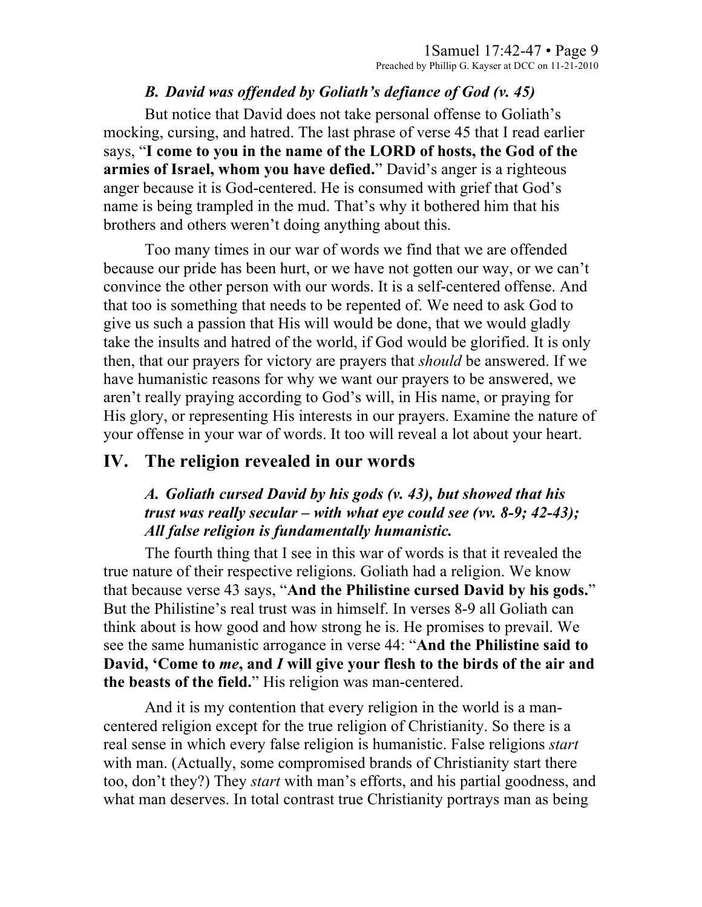### *B. David was offended by Goliath's defiance of God (v. 45)*

But notice that David does not take personal offense to Goliath's mocking, cursing, and hatred. The last phrase of verse 45 that I read earlier says, "**I come to you in the name of the LORD of hosts, the God of the armies of Israel, whom you have defied.**" David's anger is a righteous anger because it is God-centered. He is consumed with grief that God's name is being trampled in the mud. That's why it bothered him that his brothers and others weren't doing anything about this.

Too many times in our war of words we find that we are offended because our pride has been hurt, or we have not gotten our way, or we can't convince the other person with our words. It is a self-centered offense. And that too is something that needs to be repented of. We need to ask God to give us such a passion that His will would be done, that we would gladly take the insults and hatred of the world, if God would be glorified. It is only then, that our prayers for victory are prayers that *should* be answered. If we have humanistic reasons for why we want our prayers to be answered, we aren't really praying according to God's will, in His name, or praying for His glory, or representing His interests in our prayers. Examine the nature of your offense in your war of words. It too will reveal a lot about your heart.

## IV. The religion revealed in our words

### *A. Goliath cursed David by his gods (v. 43), but showed that his trust was really secular – with what eye could see (vv. 8-9; 42-43); All false religion is fundamentally humanistic.*

The fourth thing that I see in this war of words is that it revealed the true nature of their respective religions. Goliath had a religion. We know that because verse 43 says, "**And the Philistine cursed David by his gods.**" But the Philistine's real trust was in himself. In verses 8-9 all Goliath can think about is how good and how strong he is. He promises to prevail. We see the same humanistic arrogance in verse 44: "**And the Philistine said to David, 'Come to *me*, and *I* will give your flesh to the birds of the air and the beasts of the field.**" His religion was man-centered.

And it is my contention that every religion in the world is a man-centered religion except for the true religion of Christianity. So there is a real sense in which every false religion is humanistic. False religions *start* with man. (Actually, some compromised brands of Christianity start there too, don't they?) They *start* with man's efforts, and his partial goodness, and what man deserves. In total contrast true Christianity portrays man as being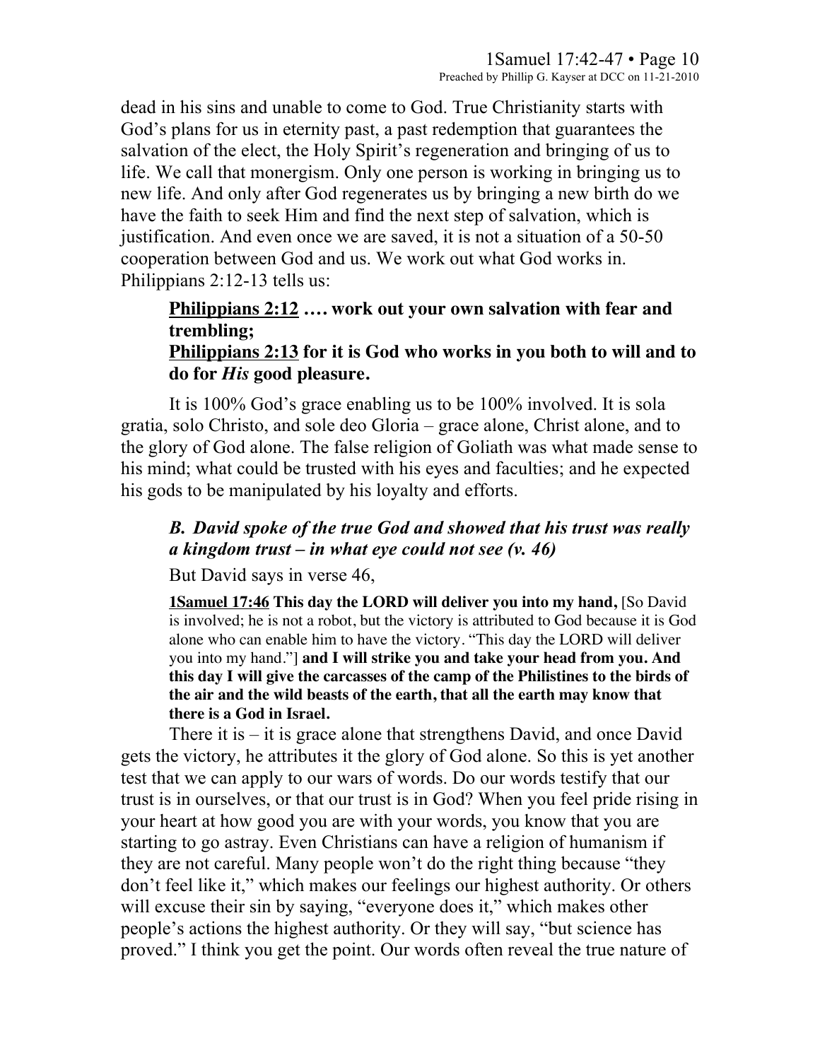dead in his sins and unable to come to God. True Christianity starts with God's plans for us in eternity past, a past redemption that guarantees the salvation of the elect, the Holy Spirit's regeneration and bringing of us to life. We call that monergism. Only one person is working in bringing us to new life. And only after God regenerates us by bringing a new birth do we have the faith to seek Him and find the next step of salvation, which is justification. And even once we are saved, it is not a situation of a 50-50 cooperation between God and us. We work out what God works in. Philippians 2:12-13 tells us:

> **<u>Philippians 2:12</u> …. work out your own salvation with fear and trembling;**
> **<u>Philippians 2:13</u> for it is God who works in you both to will and to do for *His* good pleasure.**

It is 100% God's grace enabling us to be 100% involved. It is sola gratia, solo Christo, and sole deo Gloria – grace alone, Christ alone, and to the glory of God alone. The false religion of Goliath was what made sense to his mind; what could be trusted with his eyes and faculties; and he expected his gods to be manipulated by his loyalty and efforts.

### *B. David spoke of the true God and showed that his trust was really a kingdom trust – in what eye could not see (v. 46)*

But David says in verse 46,

> **<u>1Samuel 17:46</u> This day the LORD will deliver you into my hand,** [So David is involved; he is not a robot, but the victory is attributed to God because it is God alone who can enable him to have the victory. "This day the LORD will deliver you into my hand."] **and I will strike you and take your head from you. And this day I will give the carcasses of the camp of the Philistines to the birds of the air and the wild beasts of the earth, that all the earth may know that there is a God in Israel.**

There it is – it is grace alone that strengthens David, and once David gets the victory, he attributes it the glory of God alone. So this is yet another test that we can apply to our wars of words. Do our words testify that our trust is in ourselves, or that our trust is in God? When you feel pride rising in your heart at how good you are with your words, you know that you are starting to go astray. Even Christians can have a religion of humanism if they are not careful. Many people won't do the right thing because "they don't feel like it," which makes our feelings our highest authority. Or others will excuse their sin by saying, "everyone does it," which makes other people's actions the highest authority. Or they will say, "but science has proved." I think you get the point. Our words often reveal the true nature of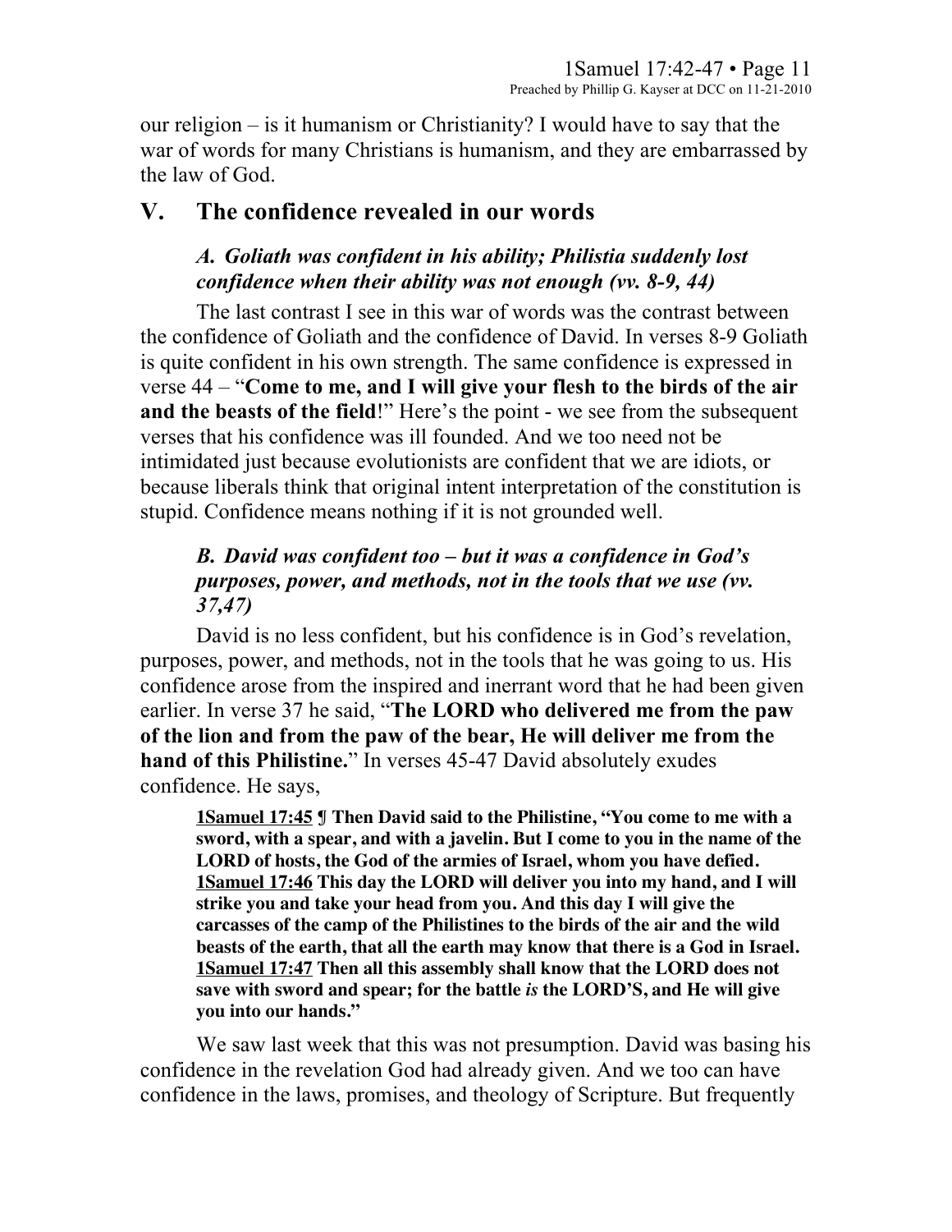our religion – is it humanism or Christianity? I would have to say that the war of words for many Christians is humanism, and they are embarrassed by the law of God.

## V. The confidence revealed in our words

### *A. Goliath was confident in his ability; Philistia suddenly lost confidence when their ability was not enough (vv. 8-9, 44)*

The last contrast I see in this war of words was the contrast between the confidence of Goliath and the confidence of David. In verses 8-9 Goliath is quite confident in his own strength. The same confidence is expressed in verse 44 – "**Come to me, and I will give your flesh to the birds of the air and the beasts of the field**!" Here's the point - we see from the subsequent verses that his confidence was ill founded. And we too need not be intimidated just because evolutionists are confident that we are idiots, or because liberals think that original intent interpretation of the constitution is stupid. Confidence means nothing if it is not grounded well.

### *B. David was confident too – but it was a confidence in God's purposes, power, and methods, not in the tools that we use (vv. 37,47)*

David is no less confident, but his confidence is in God's revelation, purposes, power, and methods, not in the tools that he was going to us. His confidence arose from the inspired and inerrant word that he had been given earlier. In verse 37 he said, "**The LORD who delivered me from the paw of the lion and from the paw of the bear, He will deliver me from the hand of this Philistine.**" In verses 45-47 David absolutely exudes confidence. He says,

> **1Samuel 17:45 ¶ Then David said to the Philistine, "You come to me with a sword, with a spear, and with a javelin. But I come to you in the name of the LORD of hosts, the God of the armies of Israel, whom you have defied. 1Samuel 17:46 This day the LORD will deliver you into my hand, and I will strike you and take your head from you. And this day I will give the carcasses of the camp of the Philistines to the birds of the air and the wild beasts of the earth, that all the earth may know that there is a God in Israel. 1Samuel 17:47 Then all this assembly shall know that the LORD does not save with sword and spear; for the battle *is* the LORD'S, and He will give you into our hands."**

We saw last week that this was not presumption. David was basing his confidence in the revelation God had already given. And we too can have confidence in the laws, promises, and theology of Scripture. But frequently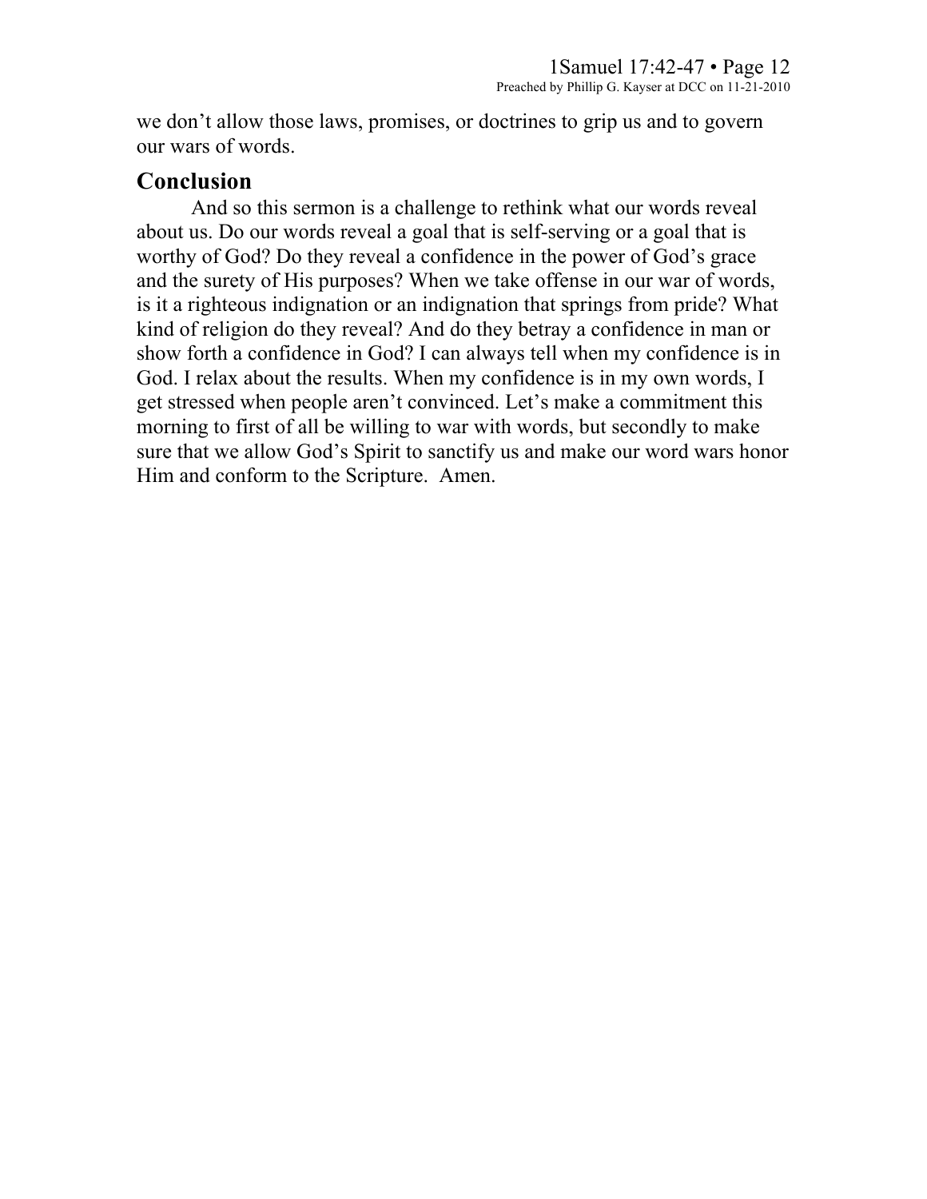we don't allow those laws, promises, or doctrines to grip us and to govern our wars of words.

## Conclusion

And so this sermon is a challenge to rethink what our words reveal about us. Do our words reveal a goal that is self-serving or a goal that is worthy of God? Do they reveal a confidence in the power of God's grace and the surety of His purposes? When we take offense in our war of words, is it a righteous indignation or an indignation that springs from pride? What kind of religion do they reveal? And do they betray a confidence in man or show forth a confidence in God? I can always tell when my confidence is in God. I relax about the results. When my confidence is in my own words, I get stressed when people aren't convinced. Let's make a commitment this morning to first of all be willing to war with words, but secondly to make sure that we allow God's Spirit to sanctify us and make our word wars honor Him and conform to the Scripture. Amen.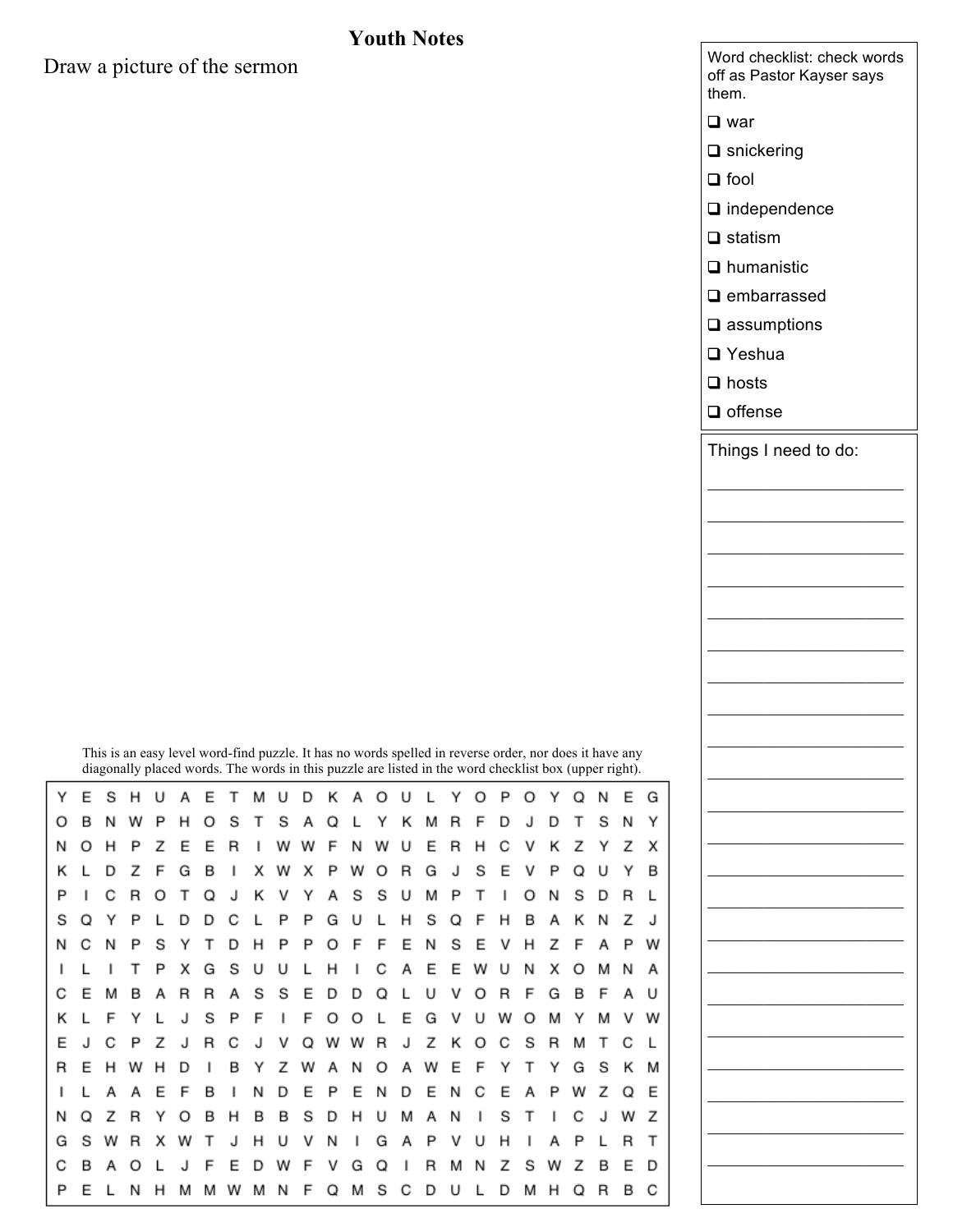# Youth Notes

Draw a picture of the sermon

Word checklist: check words off as Pastor Kayser says them.

- ❑ war
- ❑ snickering
- ❑ fool
- ❑ independence
- ❑ statism
- ❑ humanistic
- ❑ embarrassed
- ❑ assumptions
- ❑ Yeshua
- ❑ hosts
- ❑ offense

Things I need to do:

\_\_\_\_\_\_\_\_\_\_\_\_\_\_\_\_\_\_\_\_

\_\_\_\_\_\_\_\_\_\_\_\_\_\_\_\_\_\_\_\_

\_\_\_\_\_\_\_\_\_\_\_\_\_\_\_\_\_\_\_\_

\_\_\_\_\_\_\_\_\_\_\_\_\_\_\_\_\_\_\_\_

\_\_\_\_\_\_\_\_\_\_\_\_\_\_\_\_\_\_\_\_

\_\_\_\_\_\_\_\_\_\_\_\_\_\_\_\_\_\_\_\_

\_\_\_\_\_\_\_\_\_\_\_\_\_\_\_\_\_\_\_\_

\_\_\_\_\_\_\_\_\_\_\_\_\_\_\_\_\_\_\_\_

\_\_\_\_\_\_\_\_\_\_\_\_\_\_\_\_\_\_\_\_

\_\_\_\_\_\_\_\_\_\_\_\_\_\_\_\_\_\_\_\_

\_\_\_\_\_\_\_\_\_\_\_\_\_\_\_\_\_\_\_\_

\_\_\_\_\_\_\_\_\_\_\_\_\_\_\_\_\_\_\_\_

\_\_\_\_\_\_\_\_\_\_\_\_\_\_\_\_\_\_\_\_

\_\_\_\_\_\_\_\_\_\_\_\_\_\_\_\_\_\_\_\_

\_\_\_\_\_\_\_\_\_\_\_\_\_\_\_\_\_\_\_\_

\_\_\_\_\_\_\_\_\_\_\_\_\_\_\_\_\_\_\_\_

\_\_\_\_\_\_\_\_\_\_\_\_\_\_\_\_\_\_\_\_

\_\_\_\_\_\_\_\_\_\_\_\_\_\_\_\_\_\_\_\_

\_\_\_\_\_\_\_\_\_\_\_\_\_\_\_\_\_\_\_\_

\_\_\_\_\_\_\_\_\_\_\_\_\_\_\_\_\_\_\_\_

\_\_\_\_\_\_\_\_\_\_\_\_\_\_\_\_\_\_\_\_

\_\_\_\_\_\_\_\_\_\_\_\_\_\_\_\_\_\_\_\_

This is an easy level word-find puzzle. It has no words spelled in reverse order, nor does it have any diagonally placed words. The words in this puzzle are listed in the word checklist box (upper right).

```
Y E S H U A E T M U D K A O U L Y O P O Y Q N E G
O B N W P H O S T S A Q L Y K M R F D J D T S N Y
N O H P Z E E R I W W F N W U E R H C V K Z Y Z X
K L D Z F G B I X W X P W O R G J S E V P Q U Y B
P I C R O T Q J K V Y A S S U M P T I O N S D R L
S Q Y P L D D C L P P G U L H S Q F H B A K N Z J
N C N P S Y T D H P P O F F E N S E V H Z F A P W
I L I T P X G S U U L H I C A E E W U N X O M N A
C E M B A R R A S S E D D Q L U V O R F G B F A U
K L F Y L J S P F I F O O L E G V U W O M Y M V W
E J C P Z J R C J V Q W W R J Z K O C S R M T C L
R E H W H D I B Y Z W A N O A W E F Y T Y G S K M
I L A A E F B I N D E P E N D E N C E A P W Z Q E
N Q Z R Y O B H B B S D H U M A N I S T I C J W Z
G S W R X W T J H U V N I G A P V U H I A P L R T
C B A O L J F E D W F V G Q I R M N Z S W Z B E D
P E L N H M M W M N F Q M S C D U L D M H Q R B C
```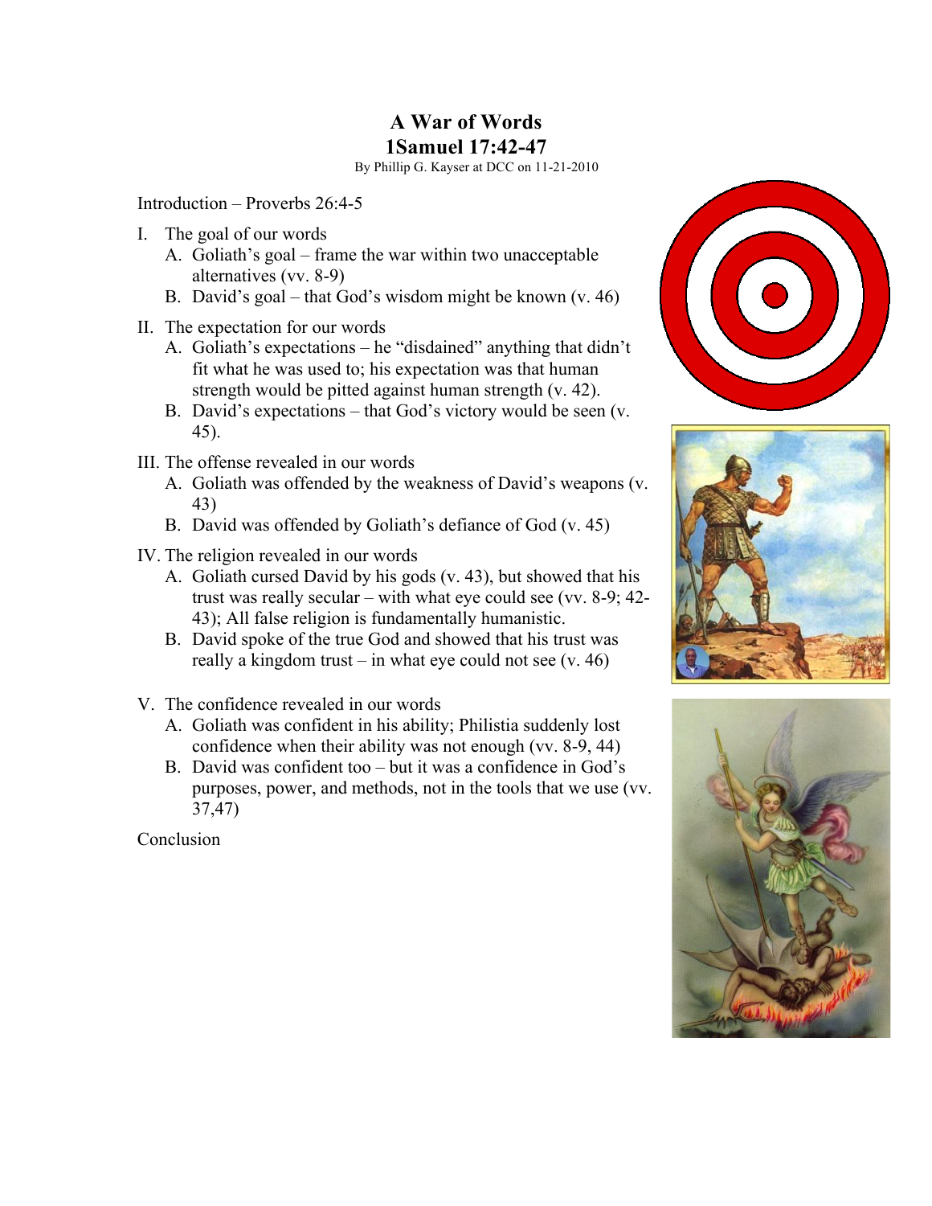# A War of Words
## 1Samuel 17:42-47

By Phillip G. Kayser at DCC on 11-21-2010

Introduction – Proverbs 26:4-5

I. The goal of our words
   A. Goliath's goal – frame the war within two unacceptable alternatives (vv. 8-9)
   B. David's goal – that God's wisdom might be known (v. 46)

II. The expectation for our words
   A. Goliath's expectations – he "disdained" anything that didn't fit what he was used to; his expectation was that human strength would be pitted against human strength (v. 42).
   B. David's expectations – that God's victory would be seen (v. 45).

III. The offense revealed in our words
   A. Goliath was offended by the weakness of David's weapons (v. 43)
   B. David was offended by Goliath's defiance of God (v. 45)

IV. The religion revealed in our words
   A. Goliath cursed David by his gods (v. 43), but showed that his trust was really secular – with what eye could see (vv. 8-9; 42-43); All false religion is fundamentally humanistic.
   B. David spoke of the true God and showed that his trust was really a kingdom trust – in what eye could not see (v. 46)

V. The confidence revealed in our words
   A. Goliath was confident in his ability; Philistia suddenly lost confidence when their ability was not enough (vv. 8-9, 44)
   B. David was confident too – but it was a confidence in God's purposes, power, and methods, not in the tools that we use (vv. 37,47)

Conclusion